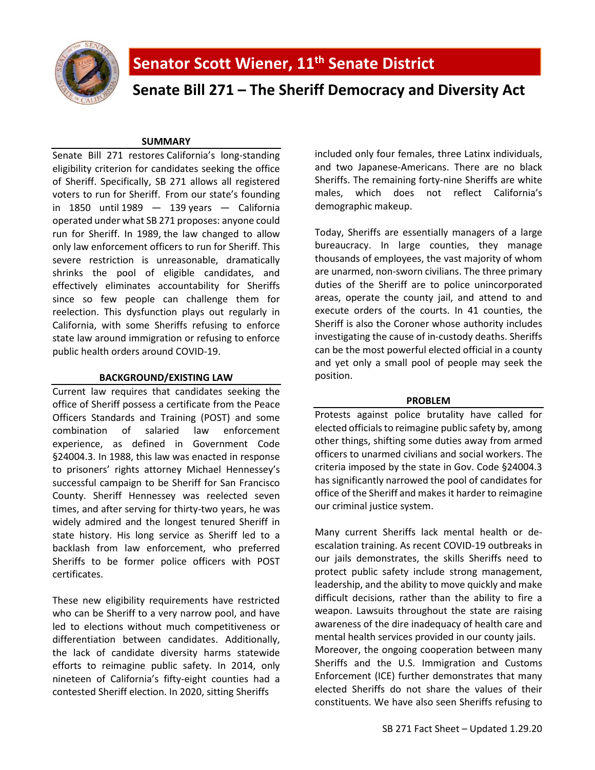# Senator Scott Wiener, 11th Senate District

## Senate Bill 271 – The Sheriff Democracy and Diversity Act

### SUMMARY

Senate Bill 271 restores California's long-standing eligibility criterion for candidates seeking the office of Sheriff. Specifically, SB 271 allows all registered voters to run for Sheriff. From our state's founding in 1850 until 1989 — 139 years — California operated under what SB 271 proposes: anyone could run for Sheriff. In 1989, the law changed to allow only law enforcement officers to run for Sheriff. This severe restriction is unreasonable, dramatically shrinks the pool of eligible candidates, and effectively eliminates accountability for Sheriffs since so few people can challenge them for reelection. This dysfunction plays out regularly in California, with some Sheriffs refusing to enforce state law around immigration or refusing to enforce public health orders around COVID-19.

### BACKGROUND/EXISTING LAW

Current law requires that candidates seeking the office of Sheriff possess a certificate from the Peace Officers Standards and Training (POST) and some combination of salaried law enforcement experience, as defined in Government Code §24004.3. In 1988, this law was enacted in response to prisoners' rights attorney Michael Hennessey's successful campaign to be Sheriff for San Francisco County. Sheriff Hennessey was reelected seven times, and after serving for thirty-two years, he was widely admired and the longest tenured Sheriff in state history. His long service as Sheriff led to a backlash from law enforcement, who preferred Sheriffs to be former police officers with POST certificates.

These new eligibility requirements have restricted who can be Sheriff to a very narrow pool, and have led to elections without much competitiveness or differentiation between candidates. Additionally, the lack of candidate diversity harms statewide efforts to reimagine public safety. In 2014, only nineteen of California's fifty-eight counties had a contested Sheriff election. In 2020, sitting Sheriffs included only four females, three Latinx individuals, and two Japanese-Americans. There are no black Sheriffs. The remaining forty-nine Sheriffs are white males, which does not reflect California's demographic makeup.

Today, Sheriffs are essentially managers of a large bureaucracy. In large counties, they manage thousands of employees, the vast majority of whom are unarmed, non-sworn civilians. The three primary duties of the Sheriff are to police unincorporated areas, operate the county jail, and attend to and execute orders of the courts. In 41 counties, the Sheriff is also the Coroner whose authority includes investigating the cause of in-custody deaths. Sheriffs can be the most powerful elected official in a county and yet only a small pool of people may seek the position.

### PROBLEM

Protests against police brutality have called for elected officials to reimagine public safety by, among other things, shifting some duties away from armed officers to unarmed civilians and social workers. The criteria imposed by the state in Gov. Code §24004.3 has significantly narrowed the pool of candidates for office of the Sheriff and makes it harder to reimagine our criminal justice system.

Many current Sheriffs lack mental health or de-escalation training. As recent COVID-19 outbreaks in our jails demonstrates, the skills Sheriffs need to protect public safety include strong management, leadership, and the ability to move quickly and make difficult decisions, rather than the ability to fire a weapon. Lawsuits throughout the state are raising awareness of the dire inadequacy of health care and mental health services provided in our county jails. Moreover, the ongoing cooperation between many Sheriffs and the U.S. Immigration and Customs Enforcement (ICE) further demonstrates that many elected Sheriffs do not share the values of their constituents. We have also seen Sheriffs refusing to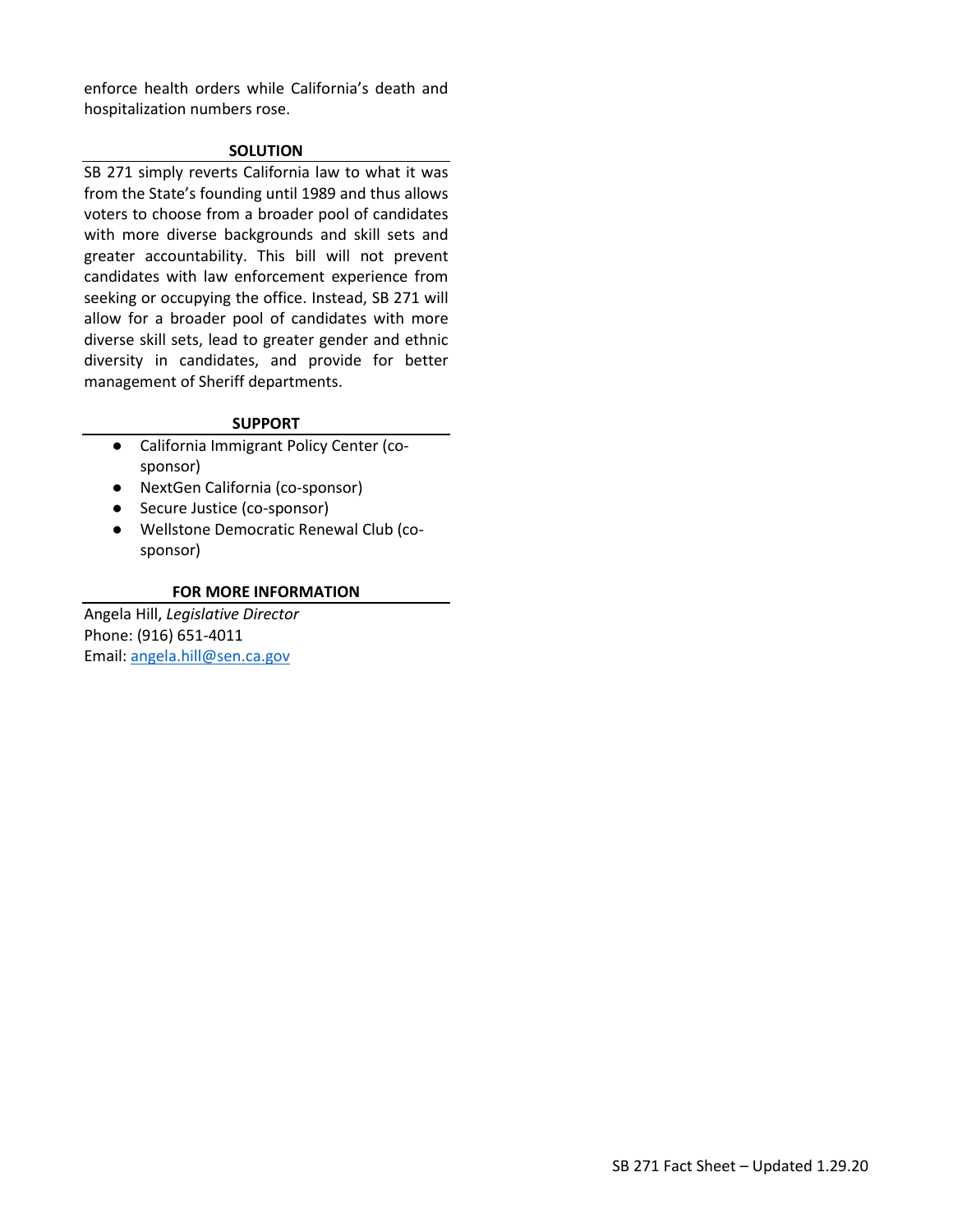enforce health orders while California's death and hospitalization numbers rose.

## SOLUTION

SB 271 simply reverts California law to what it was from the State's founding until 1989 and thus allows voters to choose from a broader pool of candidates with more diverse backgrounds and skill sets and greater accountability. This bill will not prevent candidates with law enforcement experience from seeking or occupying the office. Instead, SB 271 will allow for a broader pool of candidates with more diverse skill sets, lead to greater gender and ethnic diversity in candidates, and provide for better management of Sheriff departments.

## SUPPORT

- California Immigrant Policy Center (co-sponsor)
- NextGen California (co-sponsor)
- Secure Justice (co-sponsor)
- Wellstone Democratic Renewal Club (co-sponsor)

## FOR MORE INFORMATION

Angela Hill, *Legislative Director*
Phone: (916) 651-4011
Email: angela.hill@sen.ca.gov

SB 271 Fact Sheet – Updated 1.29.20